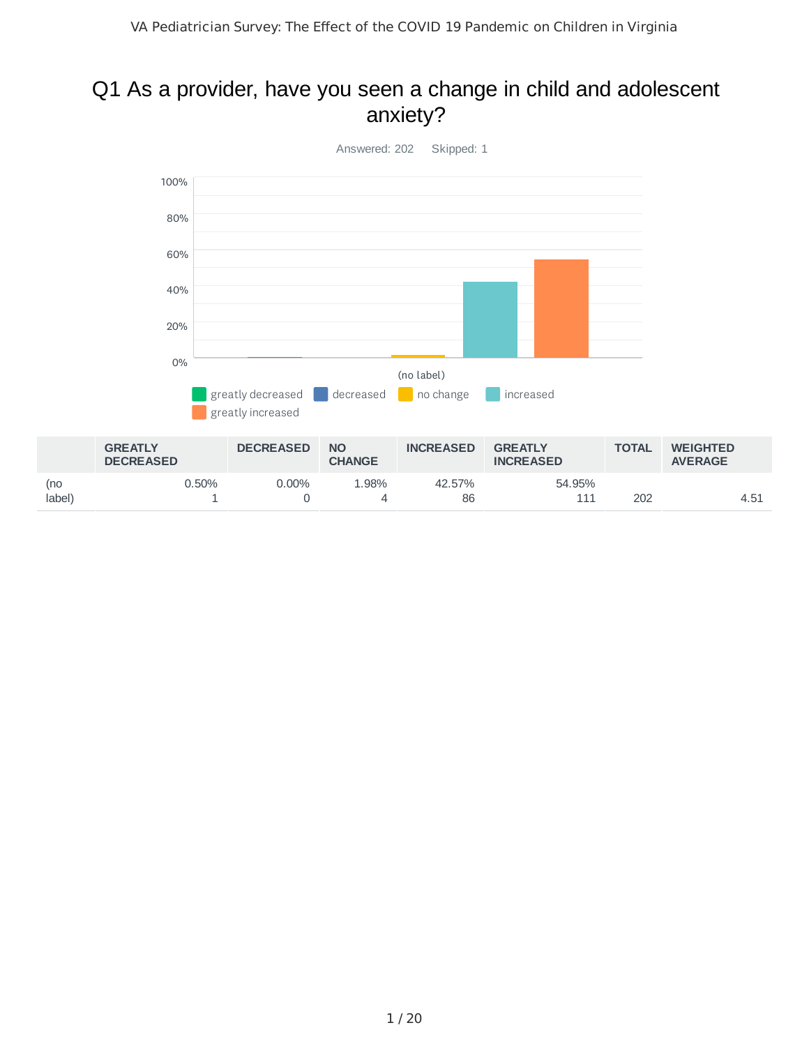VA Pediatrician Survey: The Effect of the COVID 19 Pandemic on Children in Virginia

# Q1 As a provider, have you seen a change in child and adolescent anxiety?

Answered: 202    Skipped: 1

100%
80%
60%
40%
20%
0%

(no label)

greatly decreased
decreased
no change
increased
greatly increased

| | GREATLY DECREASED | DECREASED | NO CHANGE | INCREASED | GREATLY INCREASED | TOTAL | WEIGHTED AVERAGE |
|---|---|---|---|---|---|---|---|
| (no label) | 0.50%<br>1 | 0.00%<br>0 | 1.98%<br>4 | 42.57%<br>86 | 54.95%<br>111 | 202 | 4.51 |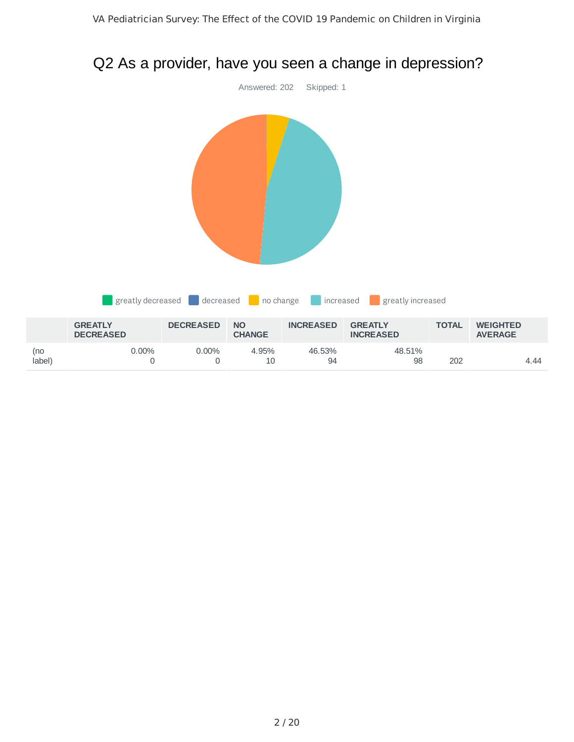## Q2 As a provider, have you seen a change in depression?

Answered: 202 Skipped: 1

greatly decreased
decreased
no change
increased
greatly increased

| | GREATLY DECREASED | DECREASED | NO CHANGE | INCREASED | GREATLY INCREASED | TOTAL | WEIGHTED AVERAGE |
|---|---|---|---|---|---|---|---|
| (no label) | 0.00%<br>0 | 0.00%<br>0 | 4.95%<br>10 | 46.53%<br>94 | 48.51%<br>98 | 202 | 4.44 |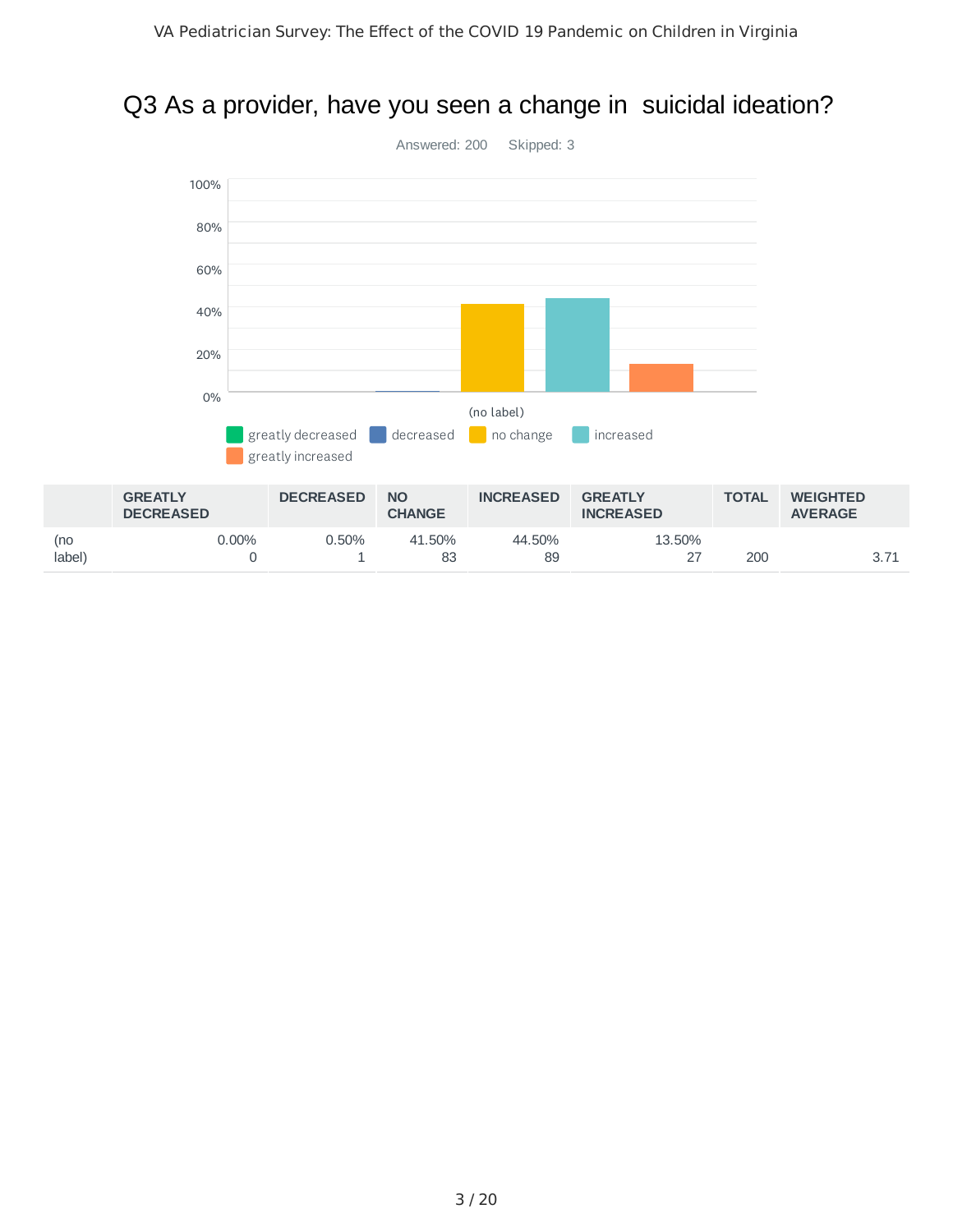## Q3 As a provider, have you seen a change in suicidal ideation?

Answered: 200 Skipped: 3

100%
80%
60%
40%
20%
0%
(no label)
greatly decreased
decreased
no change
increased
greatly increased

| | GREATLY DECREASED | DECREASED | NO CHANGE | INCREASED | GREATLY INCREASED | TOTAL | WEIGHTED AVERAGE |
|---|---|---|---|---|---|---|---|
| (no label) | 0.00% 0 | 0.50% 1 | 41.50% 83 | 44.50% 89 | 13.50% 27 | 200 | 3.71 |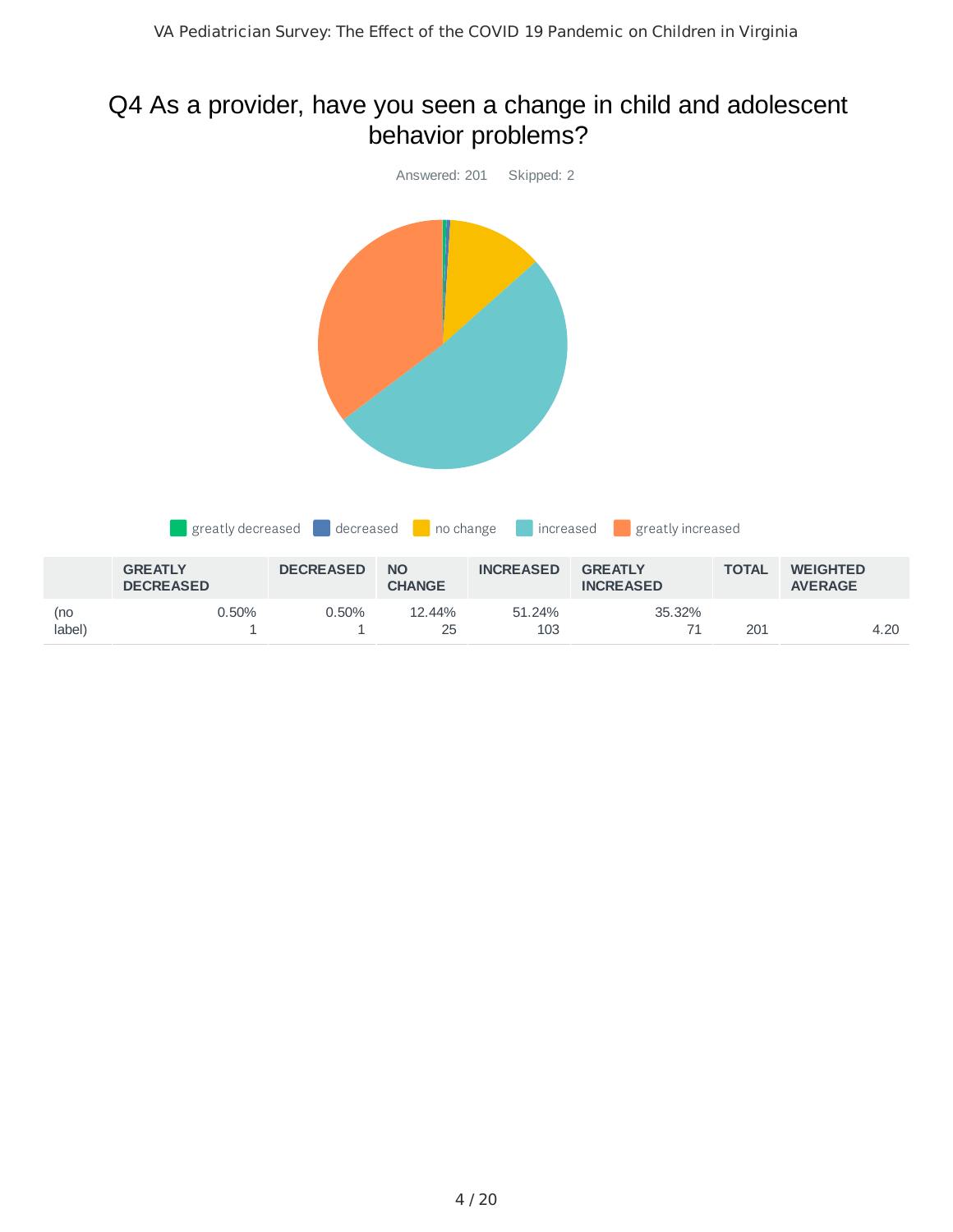## Q4 As a provider, have you seen a change in child and adolescent behavior problems?

Answered: 201 Skipped: 2

greatly decreased
decreased
no change
increased
greatly increased

| | GREATLY DECREASED | DECREASED | NO CHANGE | INCREASED | GREATLY INCREASED | TOTAL | WEIGHTED AVERAGE |
|---|---|---|---|---|---|---|---|
| (no label) | 0.50%<br>1 | 0.50%<br>1 | 12.44%<br>25 | 51.24%<br>103 | 35.32%<br>71 | 201 | 4.20 |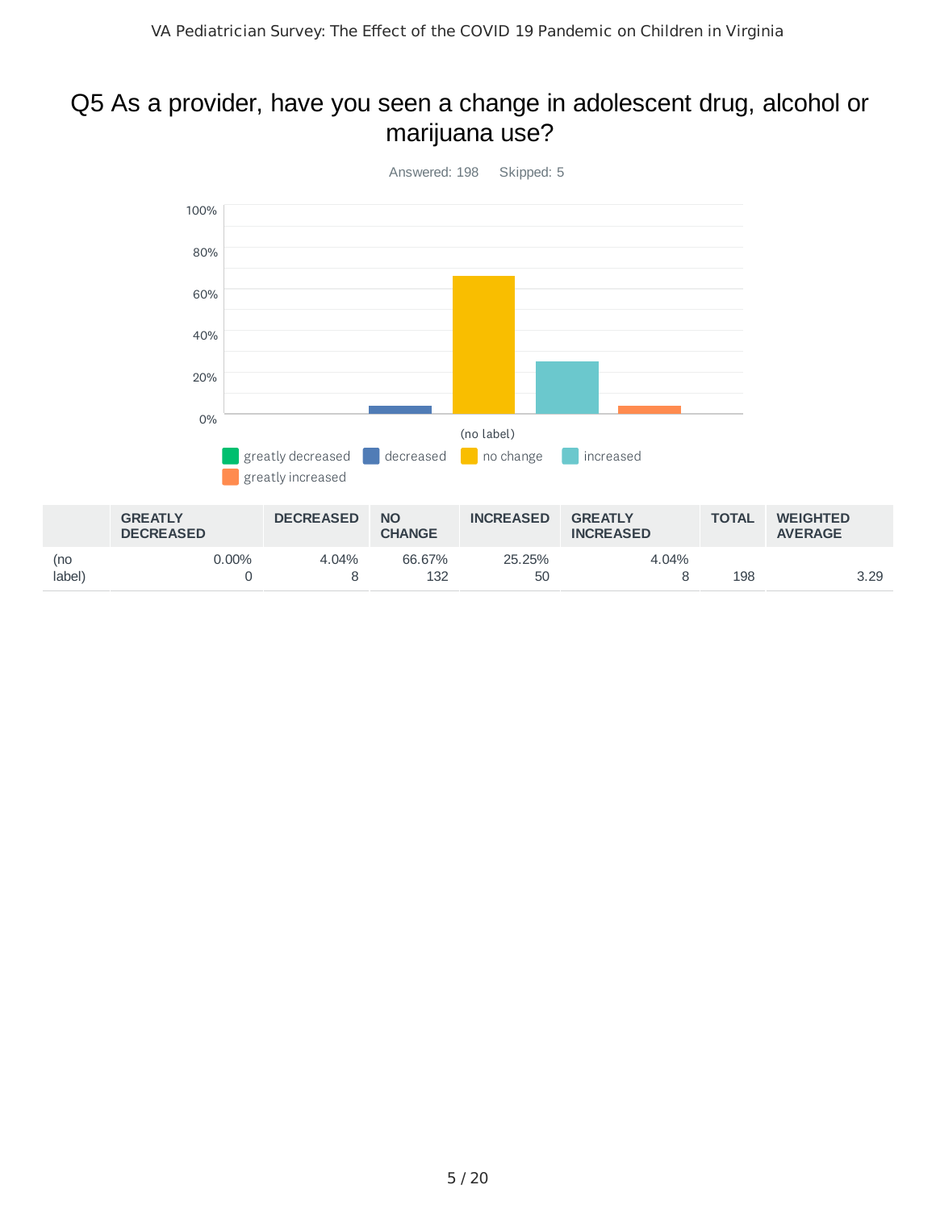# Q5 As a provider, have you seen a change in adolescent drug, alcohol or marijuana use?

Answered: 198 Skipped: 5

100%
80%
60%
40%
20%
0%
(no label)

greatly decreased
decreased
no change
increased
greatly increased

| | GREATLY DECREASED | DECREASED | NO CHANGE | INCREASED | GREATLY INCREASED | TOTAL | WEIGHTED AVERAGE |
|---|---|---|---|---|---|---|---|
| (no label) | 0.00%<br>0 | 4.04%<br>8 | 66.67%<br>132 | 25.25%<br>50 | 4.04%<br>8 | 198 | 3.29 |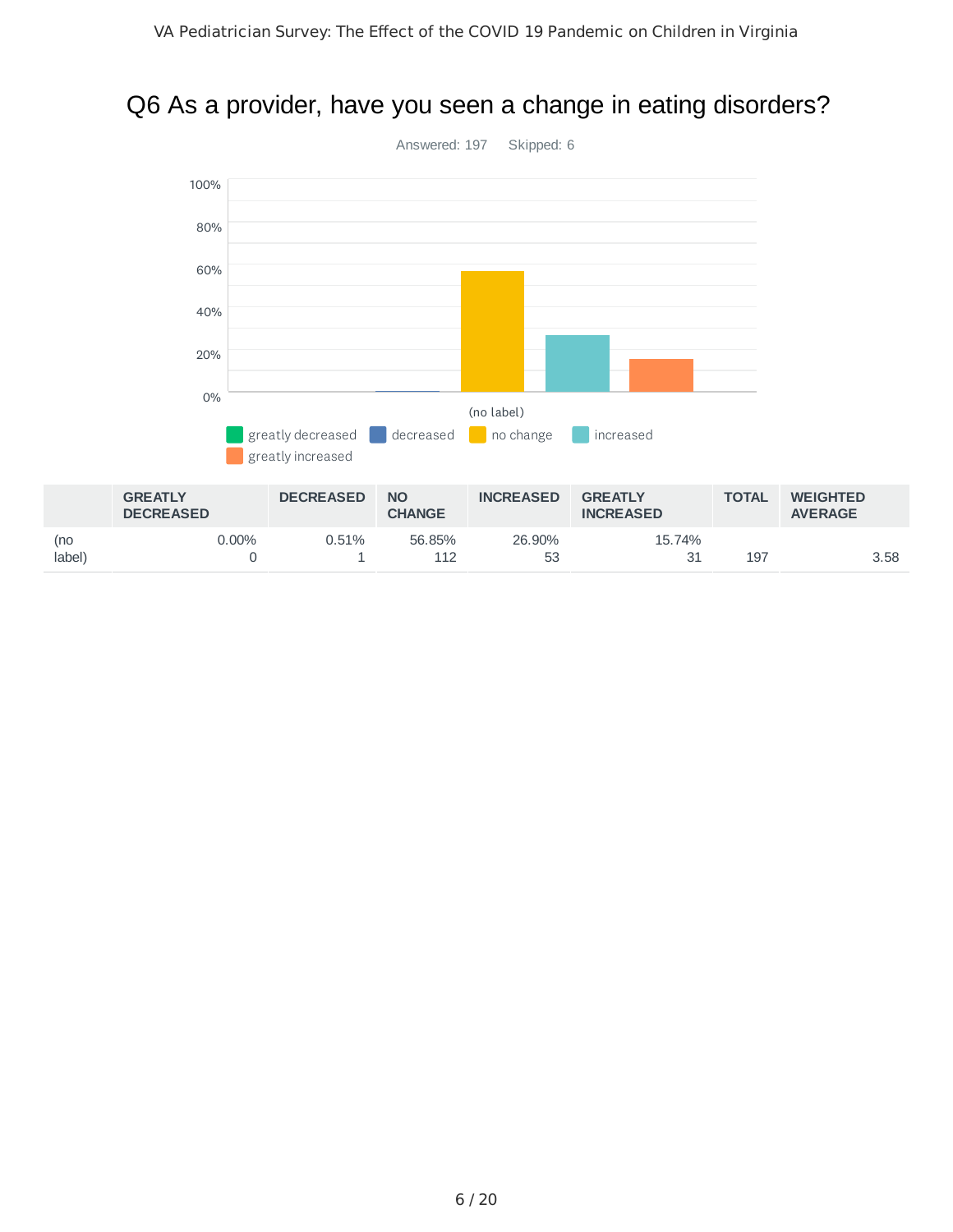## Q6 As a provider, have you seen a change in eating disorders?

Answered: 197 Skipped: 6

100%
80%
60%
40%
20%
0%
(no label)
greatly decreased decreased no change increased greatly increased

| | GREATLY DECREASED | DECREASED | NO CHANGE | INCREASED | GREATLY INCREASED | TOTAL | WEIGHTED AVERAGE |
|---|---|---|---|---|---|---|---|
| (no label) | 0.00% 0 | 0.51% 1 | 56.85% 112 | 26.90% 53 | 15.74% 31 | 197 | 3.58 |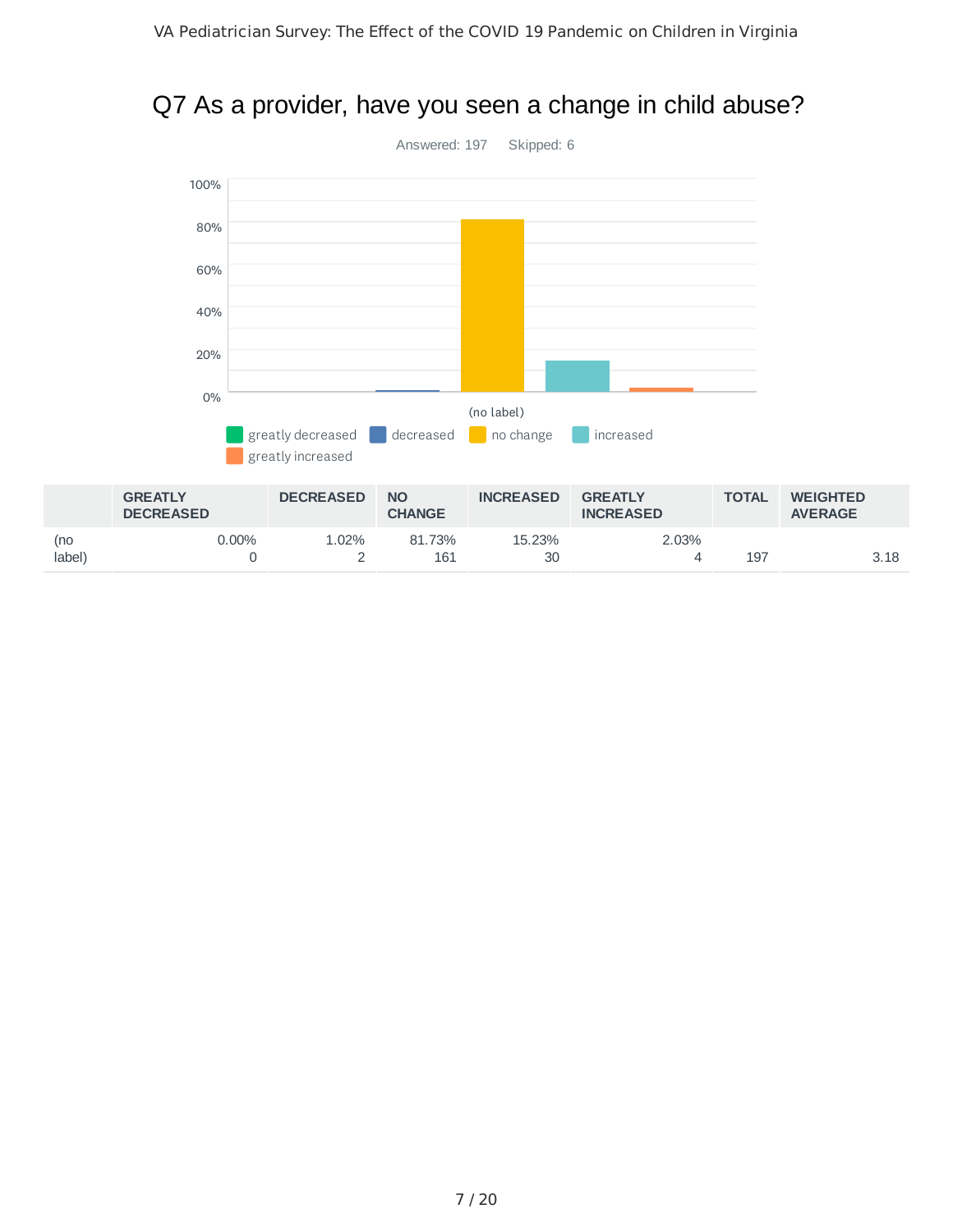## Q7 As a provider, have you seen a change in child abuse?

Answered: 197    Skipped: 6

100%
80%
60%
40%
20%
0%

(no label)

greatly decreased
decreased
no change
increased
greatly increased

| | GREATLY DECREASED | DECREASED | NO CHANGE | INCREASED | GREATLY INCREASED | TOTAL | WEIGHTED AVERAGE |
|---|---|---|---|---|---|---|---|
| (no label) | 0.00%<br>0 | 1.02%<br>2 | 81.73%<br>161 | 15.23%<br>30 | 2.03%<br>4 | 197 | 3.18 |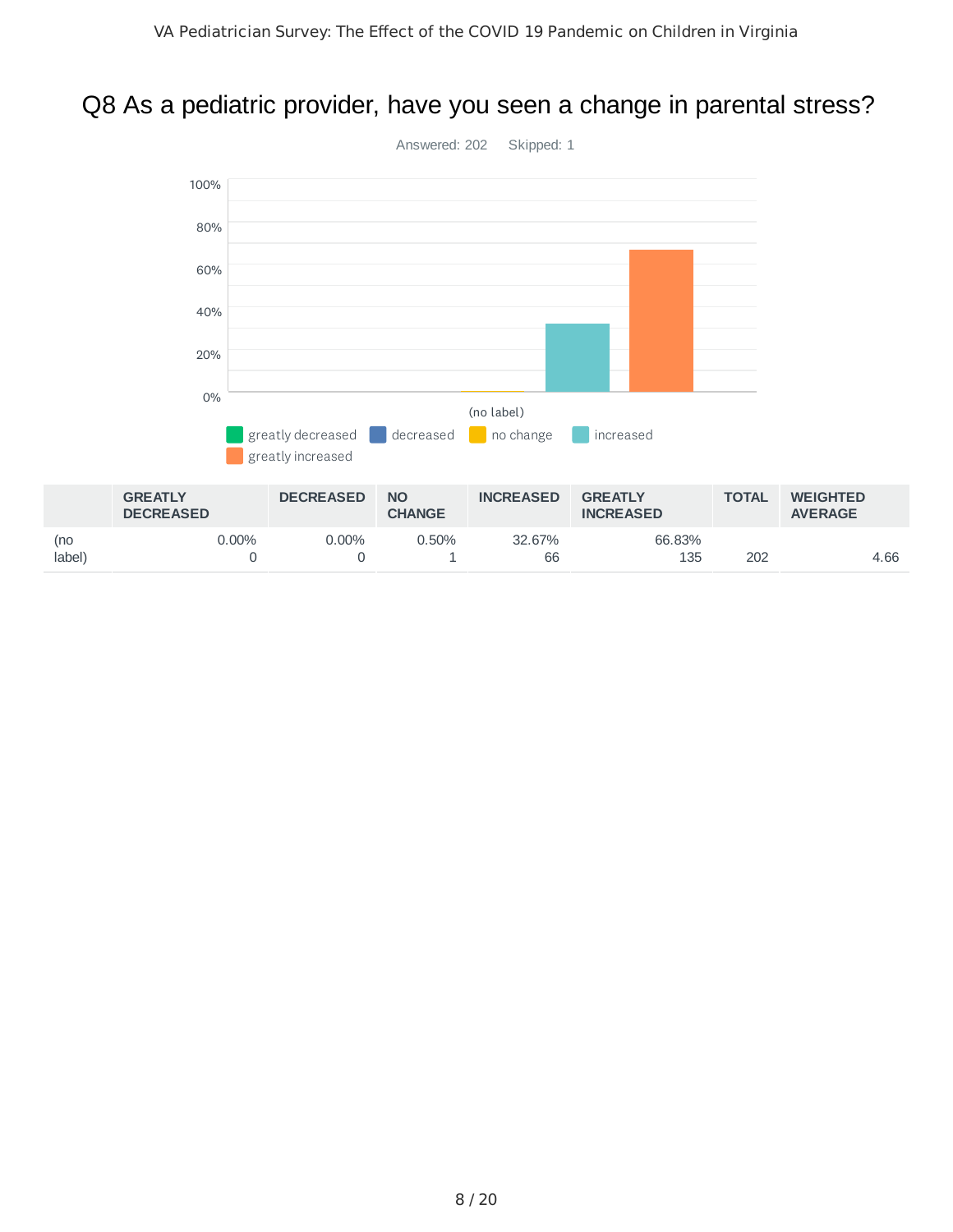# Q8 As a pediatric provider, have you seen a change in parental stress?

Answered: 202 Skipped: 1

100%
80%
60%
40%
20%
0%
(no label)
greatly decreased
decreased
no change
increased
greatly increased

| | GREATLY DECREASED | DECREASED | NO CHANGE | INCREASED | GREATLY INCREASED | TOTAL | WEIGHTED AVERAGE |
|---|---|---|---|---|---|---|---|
| (no label) | 0.00%<br>0 | 0.00%<br>0 | 0.50%<br>1 | 32.67%<br>66 | 66.83%<br>135 | 202 | 4.66 |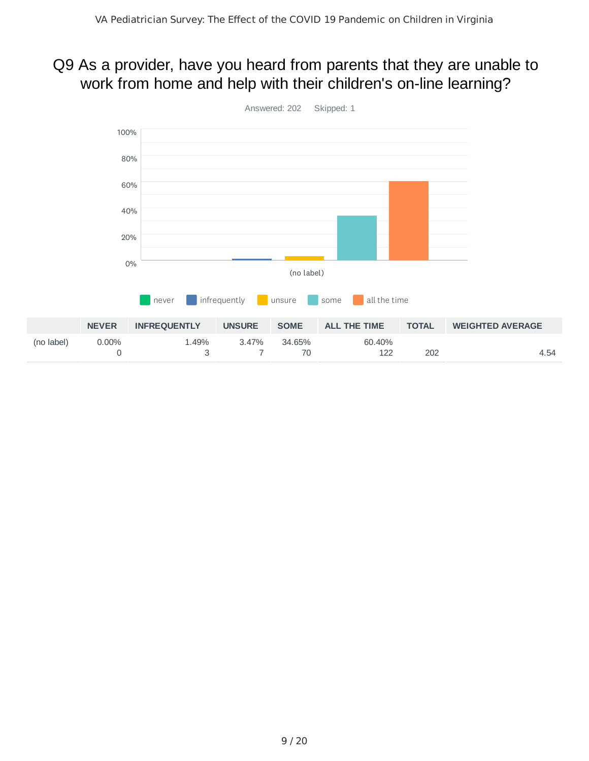# Q9 As a provider, have you heard from parents that they are unable to work from home and help with their children's on-line learning?

Answered: 202 Skipped: 1

100%
80%
60%
40%
20%
0%
(no label)

never infrequently unsure some all the time

| | NEVER | INFREQUENTLY | UNSURE | SOME | ALL THE TIME | TOTAL | WEIGHTED AVERAGE |
|---|---|---|---|---|---|---|---|
| (no label) | 0.00%<br>0 | 1.49%<br>3 | 3.47%<br>7 | 34.65%<br>70 | 60.40%<br>122 | 202 | 4.54 |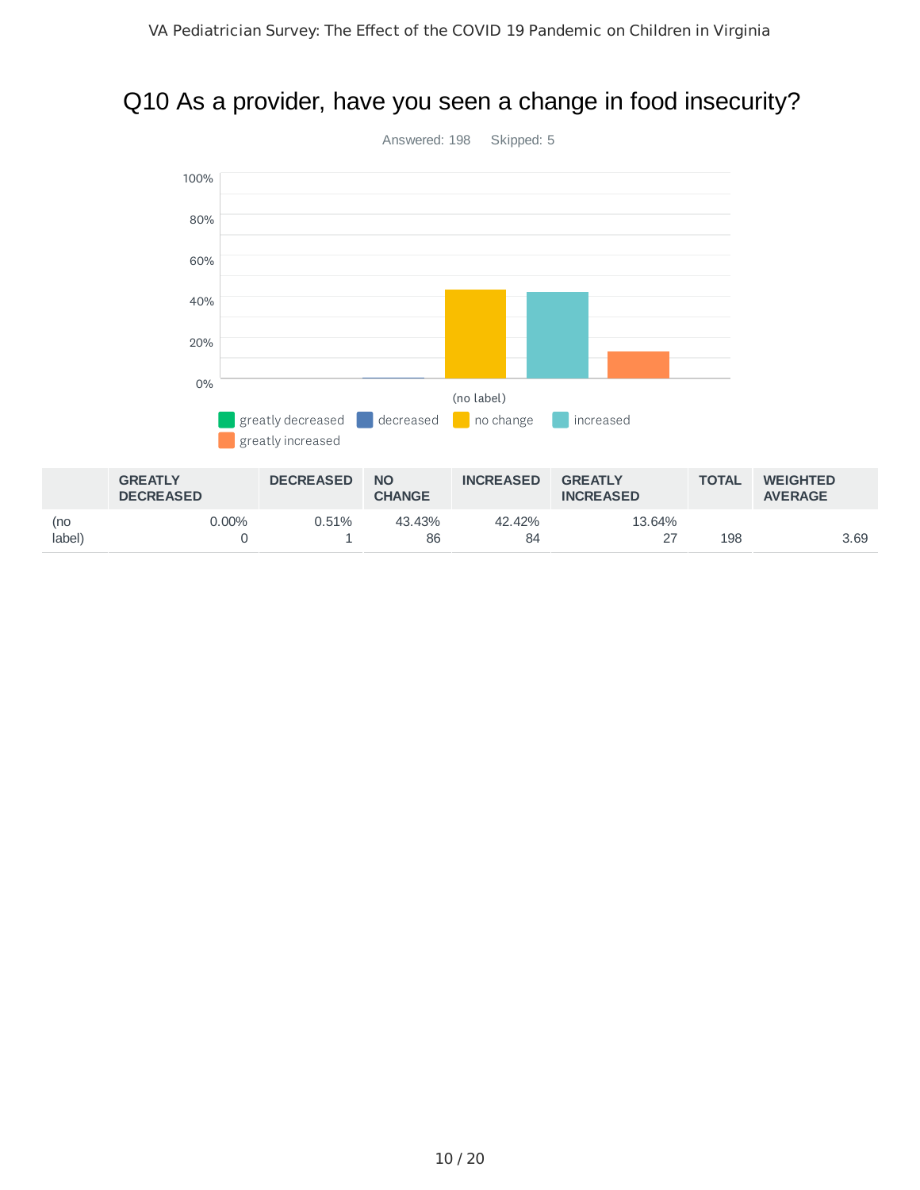# Q10 As a provider, have you seen a change in food insecurity?

Answered: 198 Skipped: 5

100%
80%
60%
40%
20%
0%
(no label)
greatly decreased
decreased
no change
increased
greatly increased

| | GREATLY DECREASED | DECREASED | NO CHANGE | INCREASED | GREATLY INCREASED | TOTAL | WEIGHTED AVERAGE |
|---|---|---|---|---|---|---|---|
| (no label) | 0.00%<br>0 | 0.51%<br>1 | 43.43%<br>86 | 42.42%<br>84 | 13.64%<br>27 | 198 | 3.69 |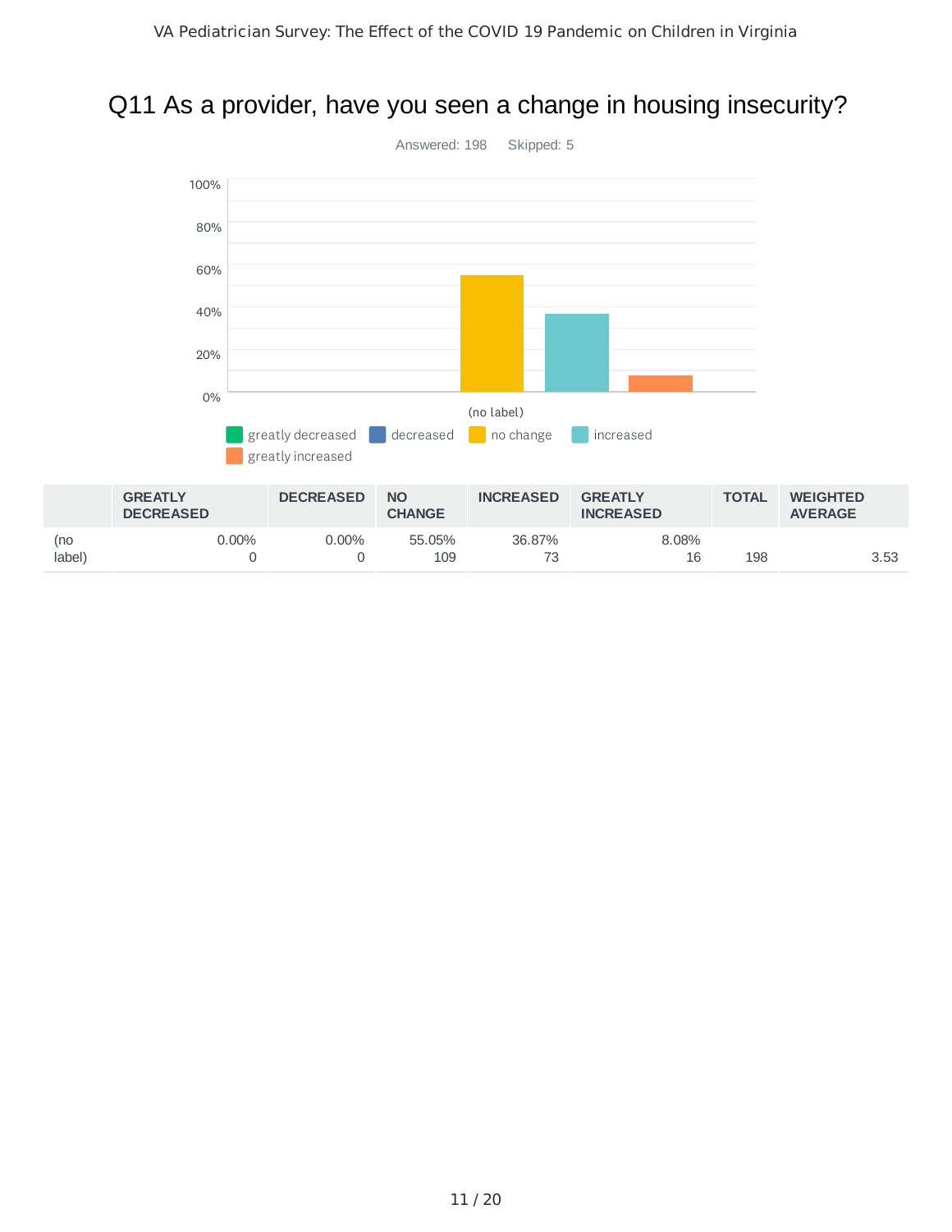# Q11 As a provider, have you seen a change in housing insecurity?

Answered: 198    Skipped: 5

100%
80%
60%
40%
20%
0%

(no label)

greatly decreased
decreased
no change
increased
greatly increased

| | GREATLY DECREASED | DECREASED | NO CHANGE | INCREASED | GREATLY INCREASED | TOTAL | WEIGHTED AVERAGE |
|---|---|---|---|---|---|---|---|
| (no label) | 0.00% 0 | 0.00% 0 | 55.05% 109 | 36.87% 73 | 8.08% 16 | 198 | 3.53 |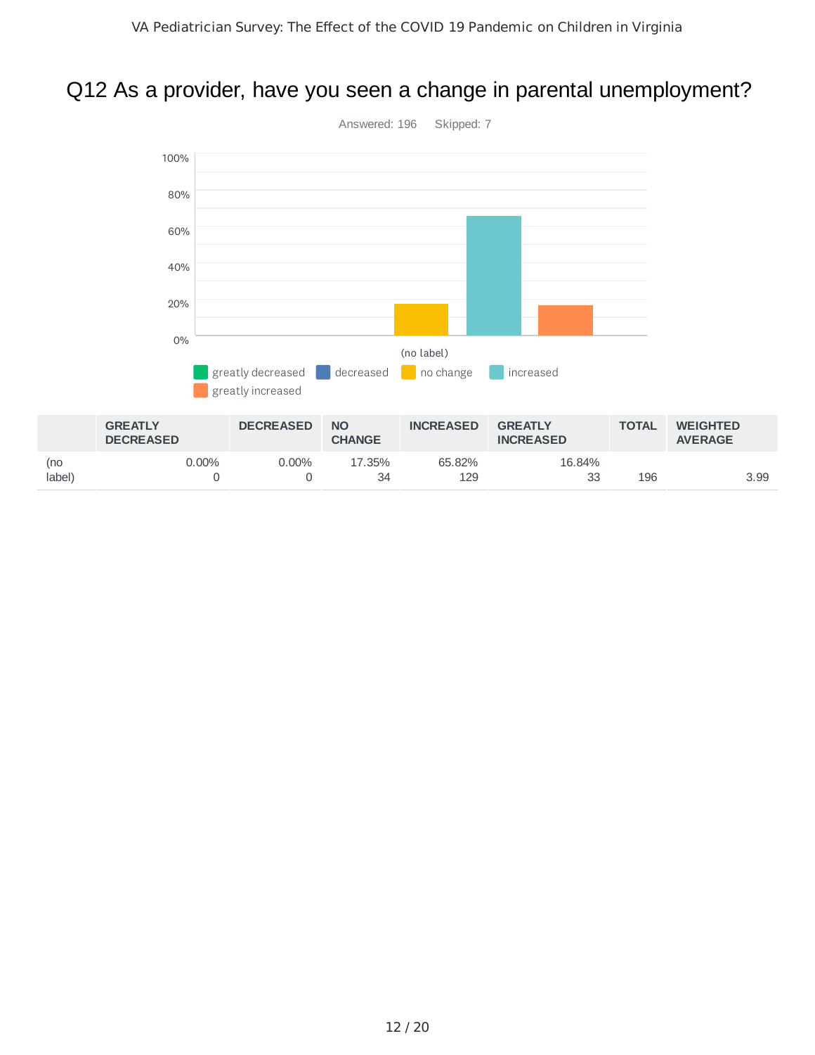# Q12 As a provider, have you seen a change in parental unemployment?

Answered: 196 Skipped: 7

100%
80%
60%
40%
20%
0%

(no label)

greatly decreased
decreased
no change
increased
greatly increased

| | GREATLY DECREASED | DECREASED | NO CHANGE | INCREASED | GREATLY INCREASED | TOTAL | WEIGHTED AVERAGE |
|---|---|---|---|---|---|---|---|
| (no label) | 0.00%<br>0 | 0.00%<br>0 | 17.35%<br>34 | 65.82%<br>129 | 16.84%<br>33 | 196 | 3.99 |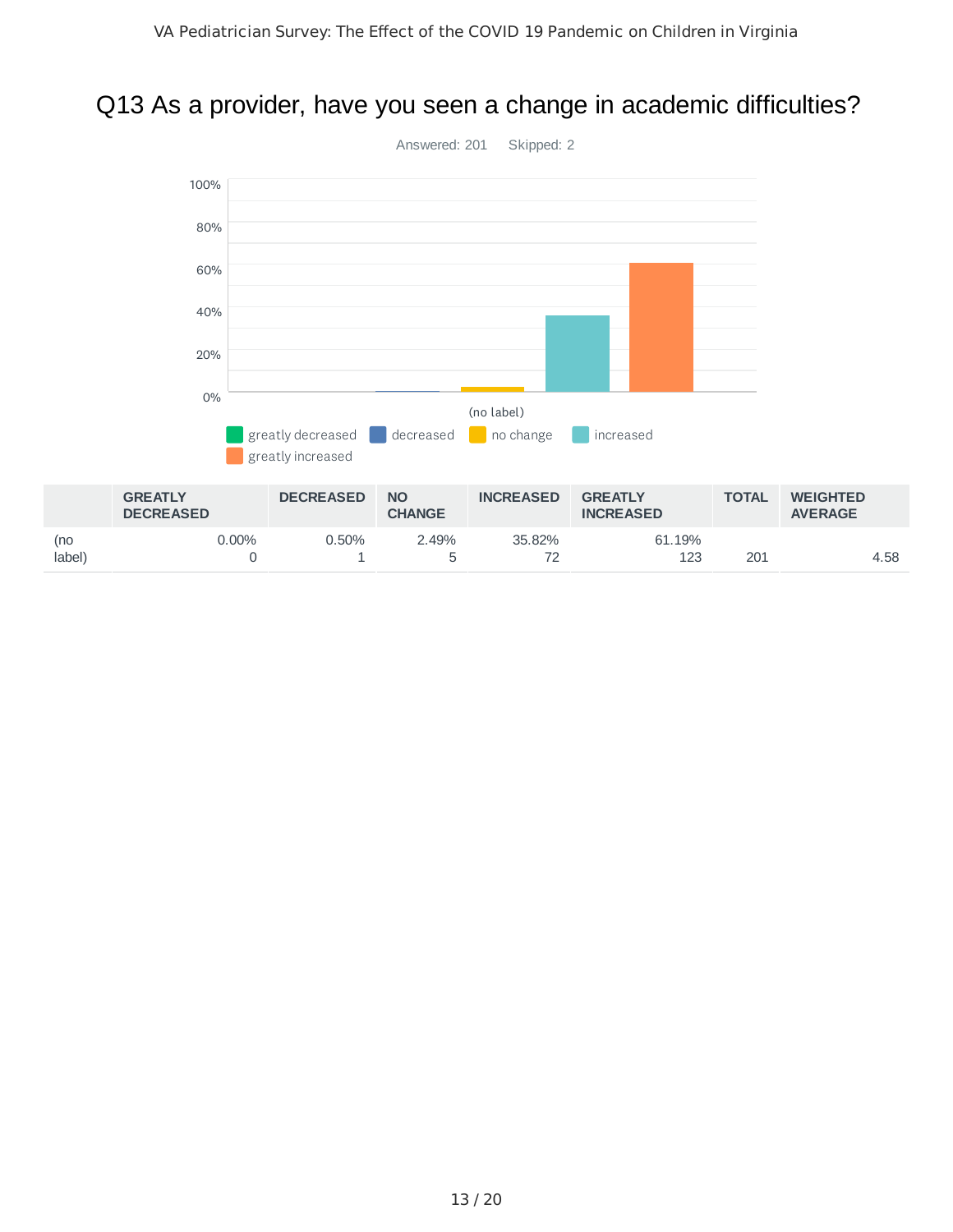# Q13 As a provider, have you seen a change in academic difficulties?

Answered: 201 Skipped: 2

100%
80%
60%
40%
20%
0%
(no label)
greatly decreased
decreased
no change
increased
greatly increased

| | GREATLY DECREASED | DECREASED | NO CHANGE | INCREASED | GREATLY INCREASED | TOTAL | WEIGHTED AVERAGE |
|---|---|---|---|---|---|---|---|
| (no label) | 0.00%<br>0 | 0.50%<br>1 | 2.49%<br>5 | 35.82%<br>72 | 61.19%<br>123 | 201 | 4.58 |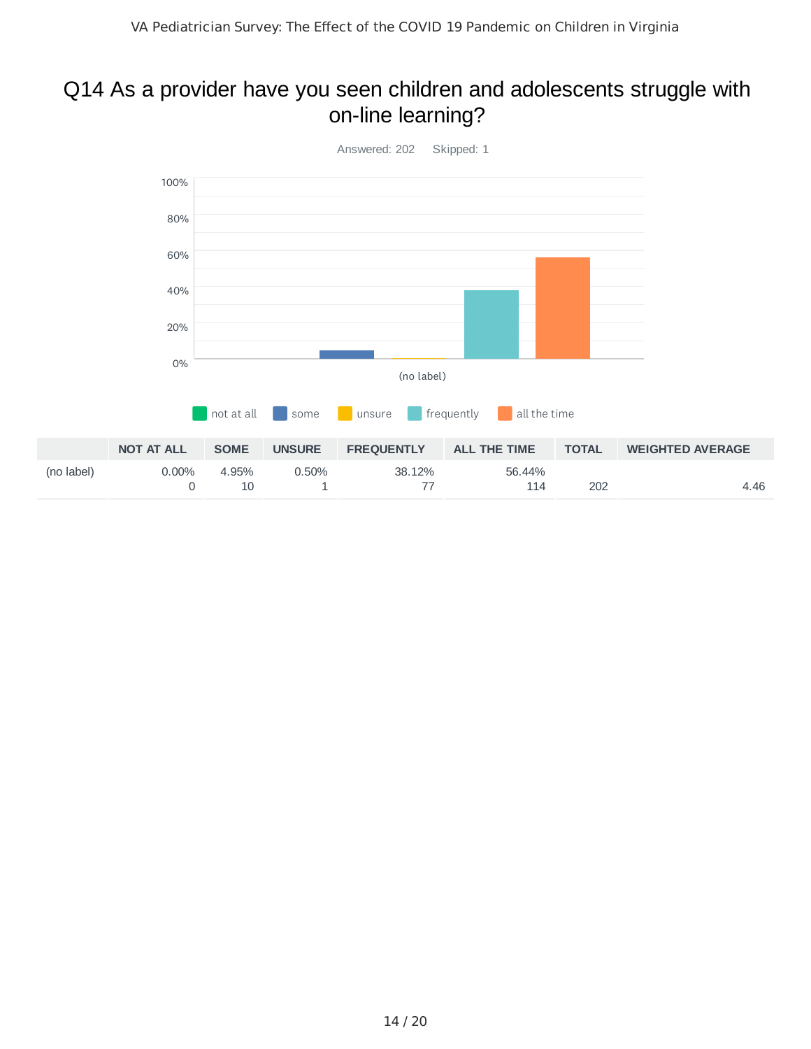# Q14 As a provider have you seen children and adolescents struggle with on-line learning?

Answered: 202 Skipped: 1

|  | NOT AT ALL | SOME | UNSURE | FREQUENTLY | ALL THE TIME | TOTAL | WEIGHTED AVERAGE |
|---|---|---|---|---|---|---|---|
| (no label) | 0.00%<br>0 | 4.95%<br>10 | 0.50%<br>1 | 38.12%<br>77 | 56.44%<br>114 | 202 | 4.46 |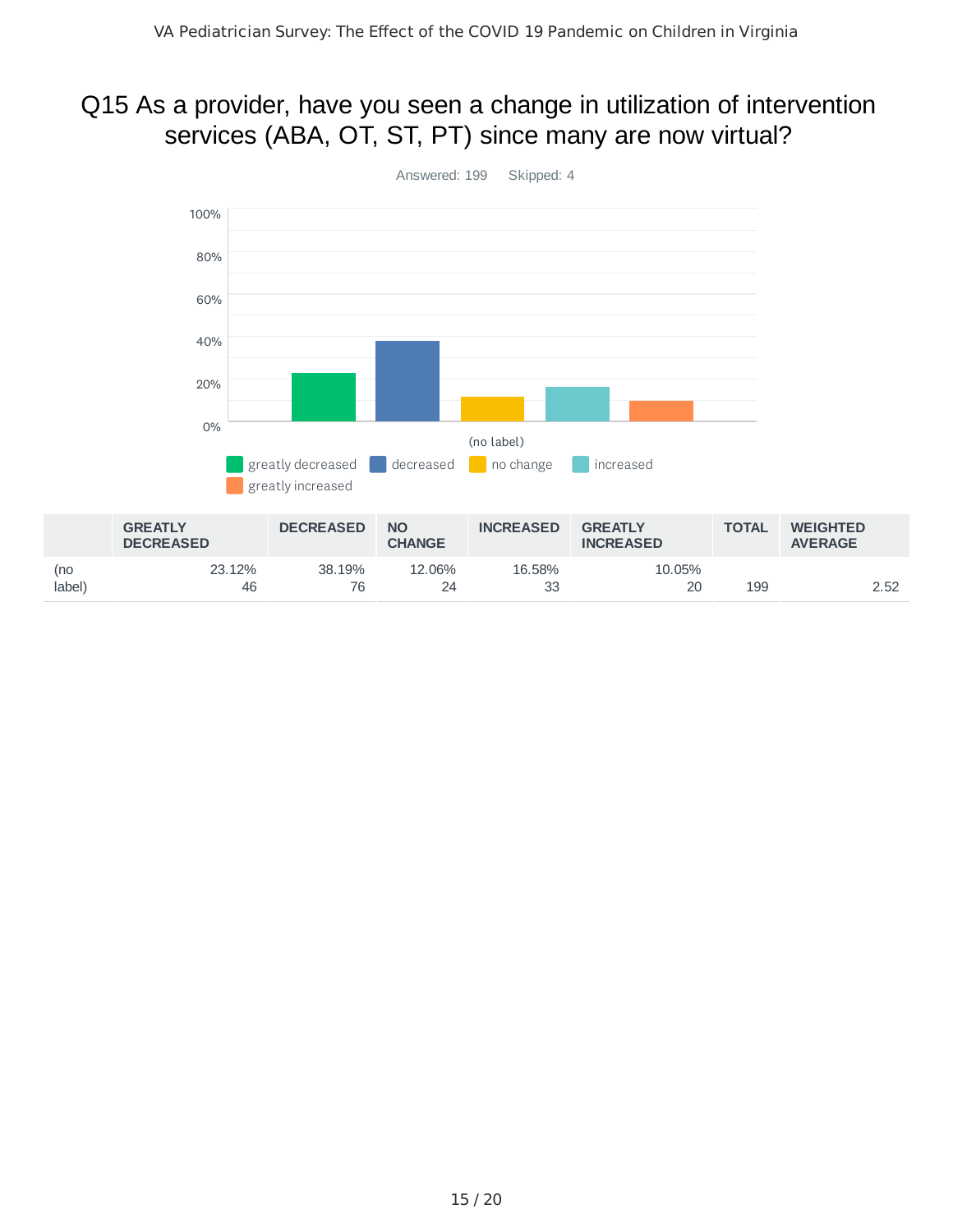# Q15 As a provider, have you seen a change in utilization of intervention services (ABA, OT, ST, PT) since many are now virtual?

Answered: 199 Skipped: 4

100%
80%
60%
40%
20%
0%
(no label)

greatly decreased, decreased, no change, increased, greatly increased

| | GREATLY DECREASED | DECREASED | NO CHANGE | INCREASED | GREATLY INCREASED | TOTAL | WEIGHTED AVERAGE |
|---|---|---|---|---|---|---|---|
| (no label) | 23.12% 46 | 38.19% 76 | 12.06% 24 | 16.58% 33 | 10.05% 20 | 199 | 2.52 |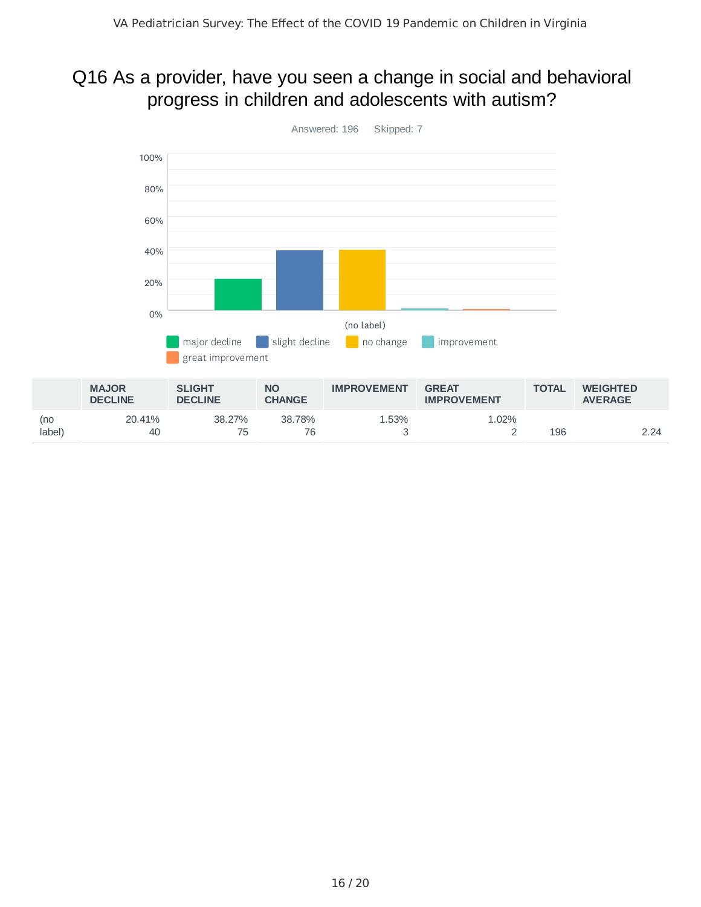# Q16 As a provider, have you seen a change in social and behavioral progress in children and adolescents with autism?

Answered: 196 Skipped: 7

100%
80%
60%
40%
20%
0%

(no label)

major decline
slight decline
no change
improvement
great improvement

| | MAJOR DECLINE | SLIGHT DECLINE | NO CHANGE | IMPROVEMENT | GREAT IMPROVEMENT | TOTAL | WEIGHTED AVERAGE |
|---|---|---|---|---|---|---|---|
| (no label) | 20.41%<br>40 | 38.27%<br>75 | 38.78%<br>76 | 1.53%<br>3 | 1.02%<br>2 | 196 | 2.24 |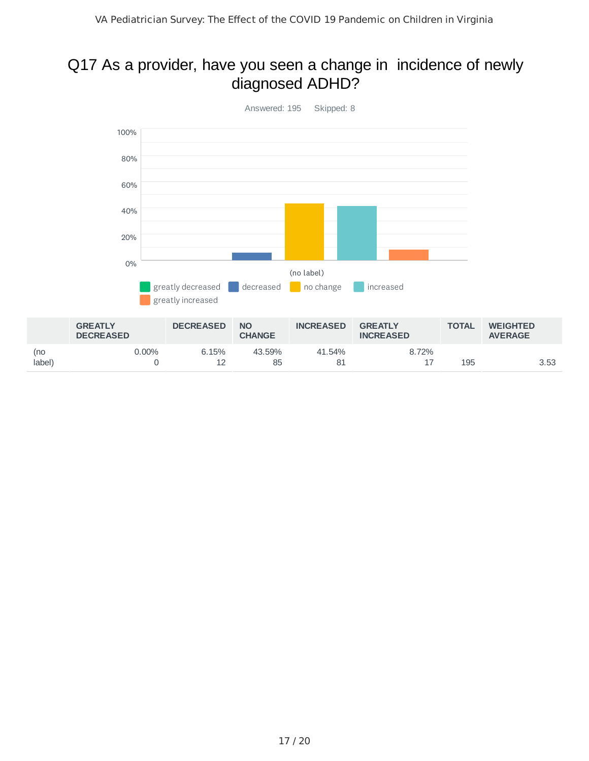## Q17 As a provider, have you seen a change in incidence of newly diagnosed ADHD?

Answered: 195 Skipped: 8

100%
80%
60%
40%
20%
0%

(no label)

greatly decreased, decreased, no change, increased, greatly increased

| | GREATLY DECREASED | DECREASED | NO CHANGE | INCREASED | GREATLY INCREASED | TOTAL | WEIGHTED AVERAGE |
|---|---|---|---|---|---|---|---|
| (no label) | 0.00%<br>0 | 6.15%<br>12 | 43.59%<br>85 | 41.54%<br>81 | 8.72%<br>17 | 195 | 3.53 |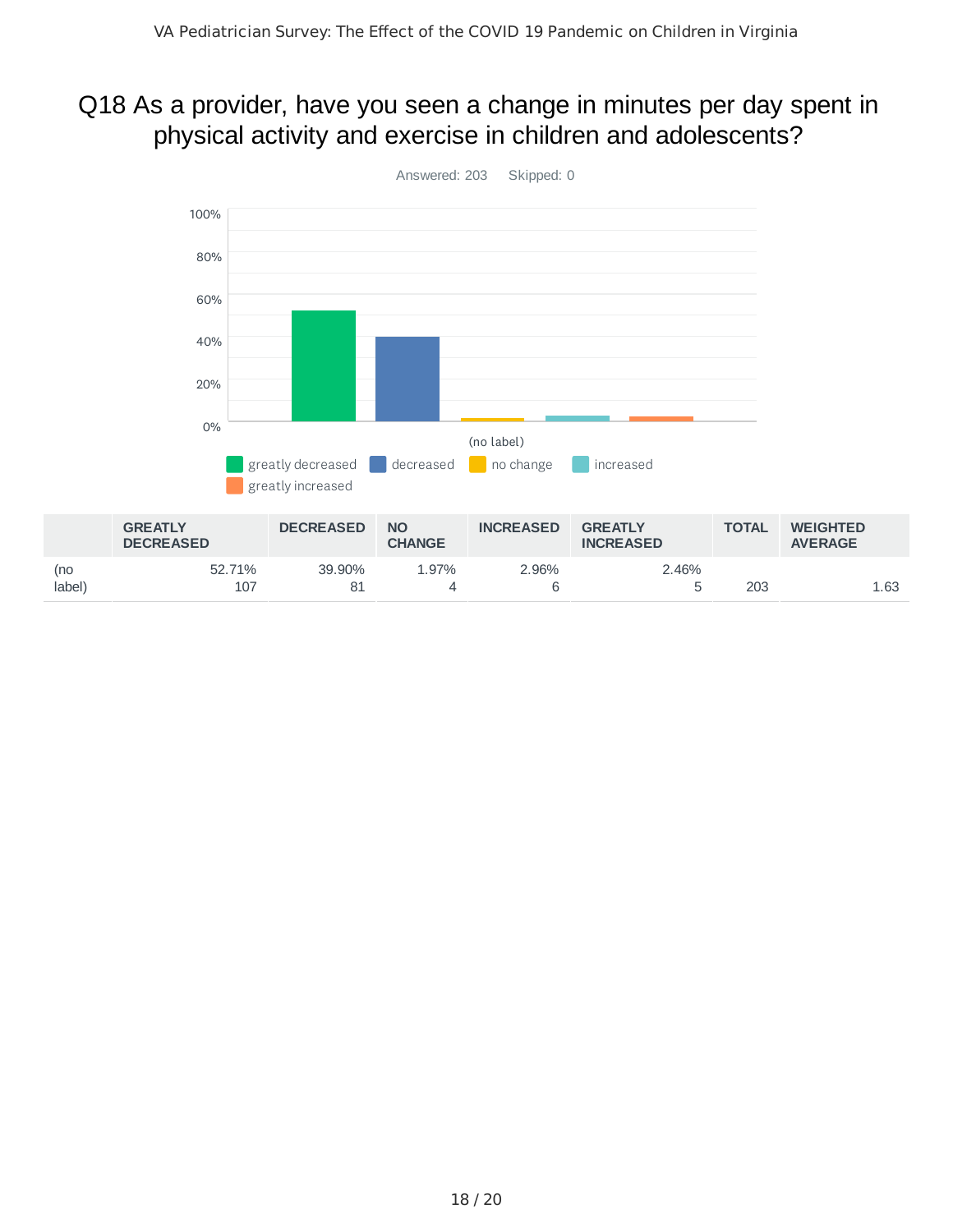# Q18 As a provider, have you seen a change in minutes per day spent in physical activity and exercise in children and adolescents?

Answered: 203 Skipped: 0

100%
80%
60%
40%
20%
0%
(no label)
greatly decreased
decreased
no change
increased
greatly increased

| | GREATLY DECREASED | DECREASED | NO CHANGE | INCREASED | GREATLY INCREASED | TOTAL | WEIGHTED AVERAGE |
|---|---|---|---|---|---|---|---|
| (no label) | 52.71% 107 | 39.90% 81 | 1.97% 4 | 2.96% 6 | 2.46% 5 | 203 | 1.63 |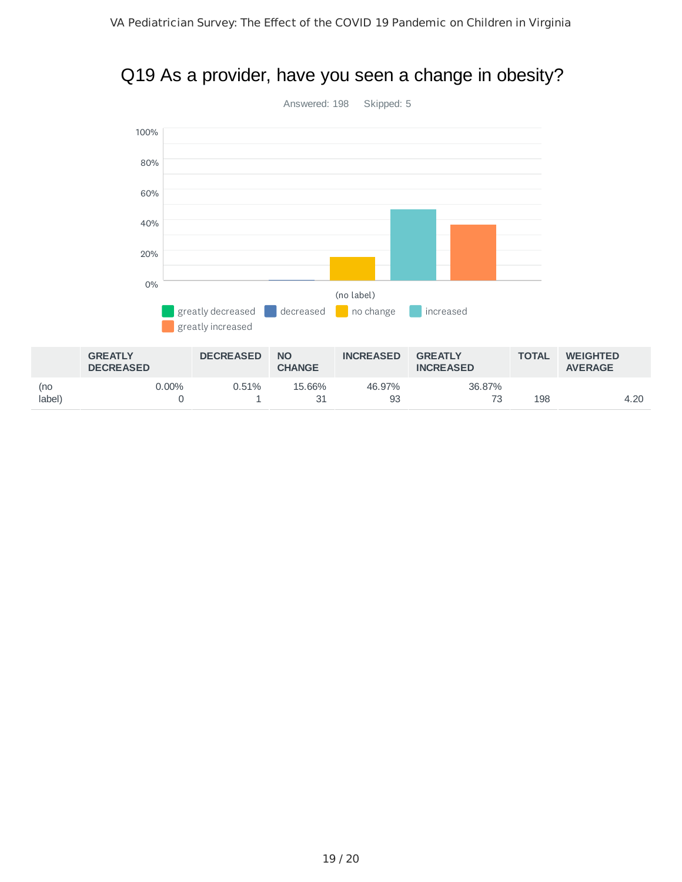# Q19 As a provider, have you seen a change in obesity?

Answered: 198 Skipped: 5

100%
80%
60%
40%
20%
0%

(no label)

greatly decreased
decreased
no change
increased
greatly increased

| | GREATLY DECREASED | DECREASED | NO CHANGE | INCREASED | GREATLY INCREASED | TOTAL | WEIGHTED AVERAGE |
|---|---|---|---|---|---|---|---|
| (no label) | 0.00%<br>0 | 0.51%<br>1 | 15.66%<br>31 | 46.97%<br>93 | 36.87%<br>73 | 198 | 4.20 |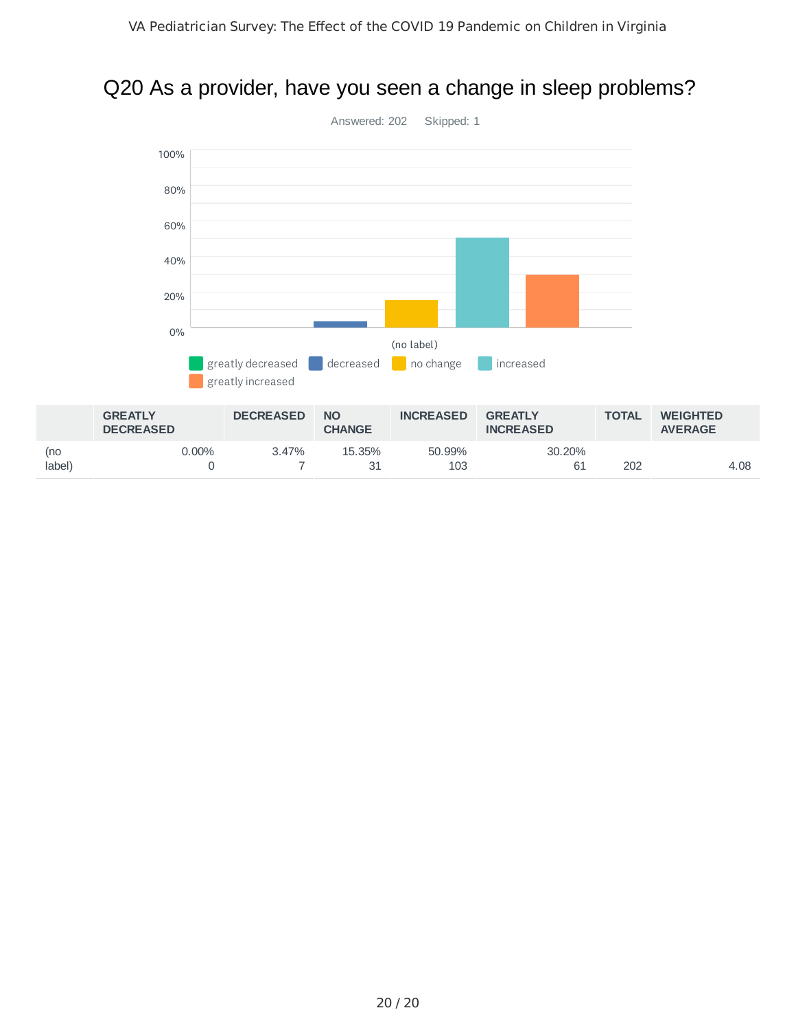## Q20 As a provider, have you seen a change in sleep problems?

Answered: 202 Skipped: 1

100%
80%
60%
40%
20%
0%

(no label)

greatly decreased
decreased
no change
increased
greatly increased

| | GREATLY DECREASED | DECREASED | NO CHANGE | INCREASED | GREATLY INCREASED | TOTAL | WEIGHTED AVERAGE |
|---|---|---|---|---|---|---|---|
| (no label) | 0.00%<br>0 | 3.47%<br>7 | 15.35%<br>31 | 50.99%<br>103 | 30.20%<br>61 | 202 | 4.08 |